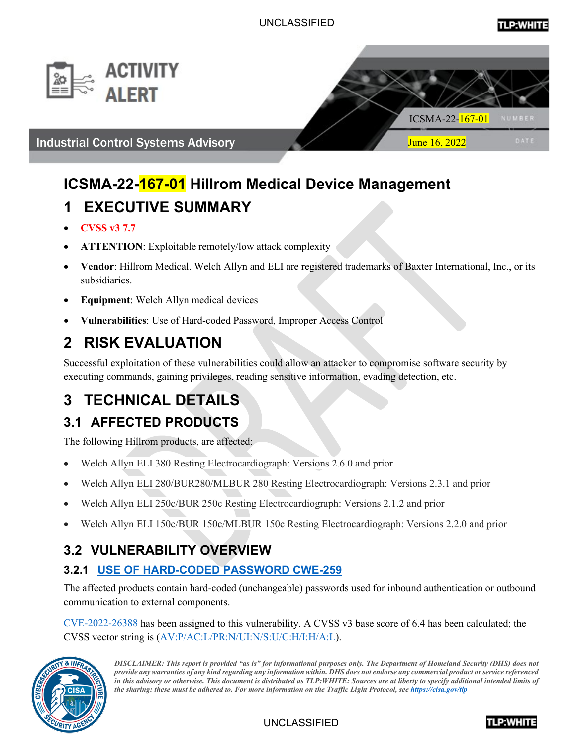ACTIVITY ALERT

Industrial Control Systems Advisory

ICSMA-22-167-01 NUMBER

June 16, 2022 DATE

# ICSMA-22-167-01 Hillrom Medical Device Management

## 1 EXECUTIVE SUMMARY

- **CVSS v3 7.7**
- **ATTENTION**: Exploitable remotely/low attack complexity
- **Vendor**: Hillrom Medical. Welch Allyn and ELI are registered trademarks of Baxter International, Inc., or its subsidiaries.
- **Equipment**: Welch Allyn medical devices
- **Vulnerabilities**: Use of Hard-coded Password, Improper Access Control

## 2 RISK EVALUATION

Successful exploitation of these vulnerabilities could allow an attacker to compromise software security by executing commands, gaining privileges, reading sensitive information, evading detection, etc.

## 3 TECHNICAL DETAILS

### 3.1 AFFECTED PRODUCTS

The following Hillrom products, are affected:

- Welch Allyn ELI 380 Resting Electrocardiograph: Versions 2.6.0 and prior
- Welch Allyn ELI 280/BUR280/MLBUR 280 Resting Electrocardiograph: Versions 2.3.1 and prior
- Welch Allyn ELI 250c/BUR 250c Resting Electrocardiograph: Versions 2.1.2 and prior
- Welch Allyn ELI 150c/BUR 150c/MLBUR 150c Resting Electrocardiograph: Versions 2.2.0 and prior

### 3.2 VULNERABILITY OVERVIEW

#### 3.2.1 USE OF HARD-CODED PASSWORD CWE-259

The affected products contain hard-coded (unchangeable) passwords used for inbound authentication or outbound communication to external components.

CVE-2022-26388 has been assigned to this vulnerability. A CVSS v3 base score of 6.4 has been calculated; the CVSS vector string is (AV:P/AC:L/PR:N/UI:N/S:U/C:H/I:H/A:L).

*DISCLAIMER: This report is provided "as is" for informational purposes only. The Department of Homeland Security (DHS) does not provide any warranties of any kind regarding any information within. DHS does not endorse any commercial product or service referenced in this advisory or otherwise. This document is distributed as TLP:WHITE: Sources are at liberty to specify additional intended limits of the sharing: these must be adhered to. For more information on the Traffic Light Protocol, see https://cisa.gov/tlp*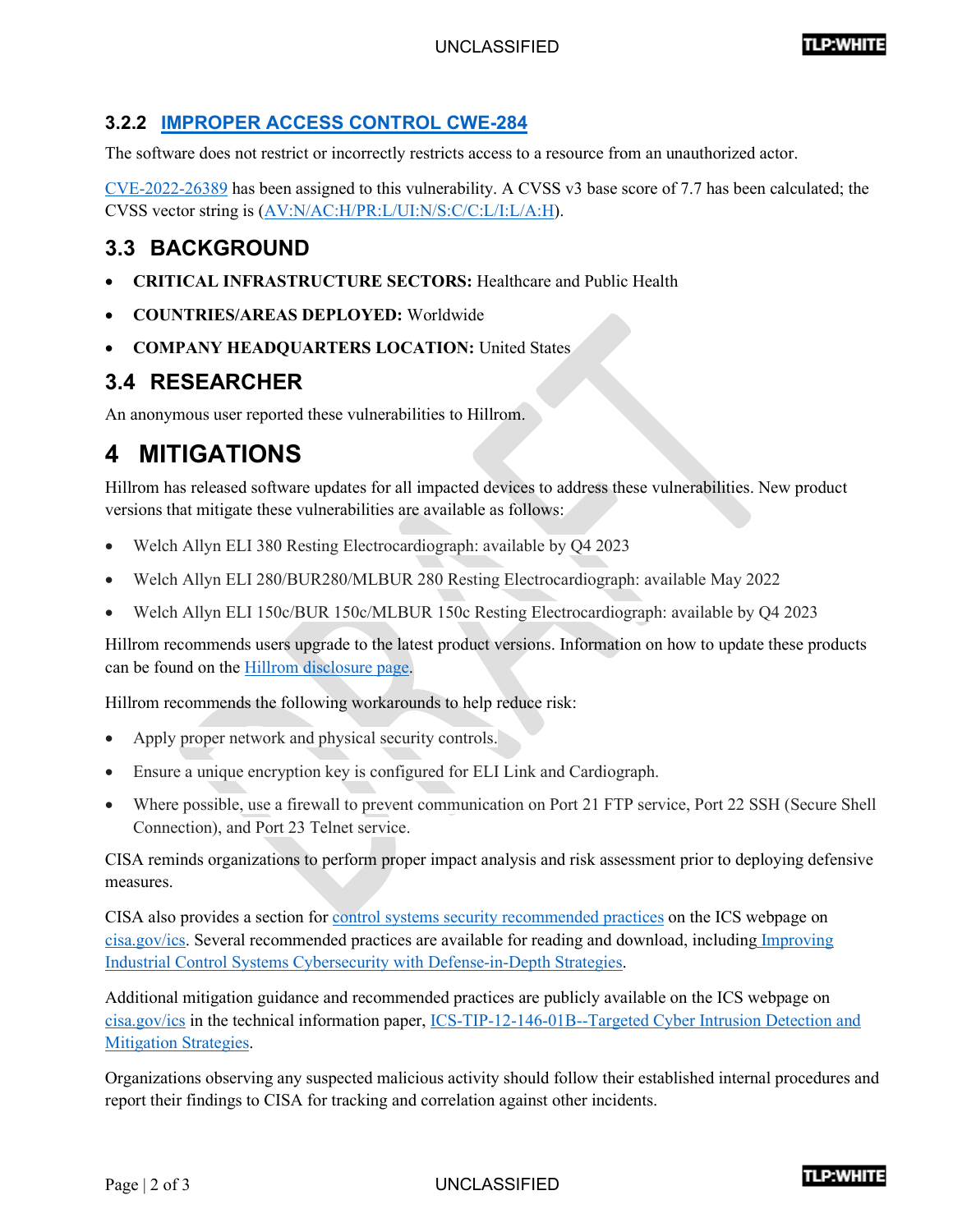### 3.2.2 IMPROPER ACCESS CONTROL CWE-284

The software does not restrict or incorrectly restricts access to a resource from an unauthorized actor.

CVE-2022-26389 has been assigned to this vulnerability. A CVSS v3 base score of 7.7 has been calculated; the CVSS vector string is (AV:N/AC:H/PR:L/UI:N/S:C/C:L/I:L/A:H).

## 3.3 BACKGROUND

- **CRITICAL INFRASTRUCTURE SECTORS:** Healthcare and Public Health
- **COUNTRIES/AREAS DEPLOYED:** Worldwide
- **COMPANY HEADQUARTERS LOCATION:** United States

## 3.4 RESEARCHER

An anonymous user reported these vulnerabilities to Hillrom.

# 4 MITIGATIONS

Hillrom has released software updates for all impacted devices to address these vulnerabilities. New product versions that mitigate these vulnerabilities are available as follows:

- Welch Allyn ELI 380 Resting Electrocardiograph: available by Q4 2023
- Welch Allyn ELI 280/BUR280/MLBUR 280 Resting Electrocardiograph: available May 2022
- Welch Allyn ELI 150c/BUR 150c/MLBUR 150c Resting Electrocardiograph: available by Q4 2023

Hillrom recommends users upgrade to the latest product versions. Information on how to update these products can be found on the Hillrom disclosure page.

Hillrom recommends the following workarounds to help reduce risk:

- Apply proper network and physical security controls.
- Ensure a unique encryption key is configured for ELI Link and Cardiograph.
- Where possible, use a firewall to prevent communication on Port 21 FTP service, Port 22 SSH (Secure Shell Connection), and Port 23 Telnet service.

CISA reminds organizations to perform proper impact analysis and risk assessment prior to deploying defensive measures.

CISA also provides a section for control systems security recommended practices on the ICS webpage on cisa.gov/ics. Several recommended practices are available for reading and download, including Improving Industrial Control Systems Cybersecurity with Defense-in-Depth Strategies.

Additional mitigation guidance and recommended practices are publicly available on the ICS webpage on cisa.gov/ics in the technical information paper, ICS-TIP-12-146-01B--Targeted Cyber Intrusion Detection and Mitigation Strategies.

Organizations observing any suspected malicious activity should follow their established internal procedures and report their findings to CISA for tracking and correlation against other incidents.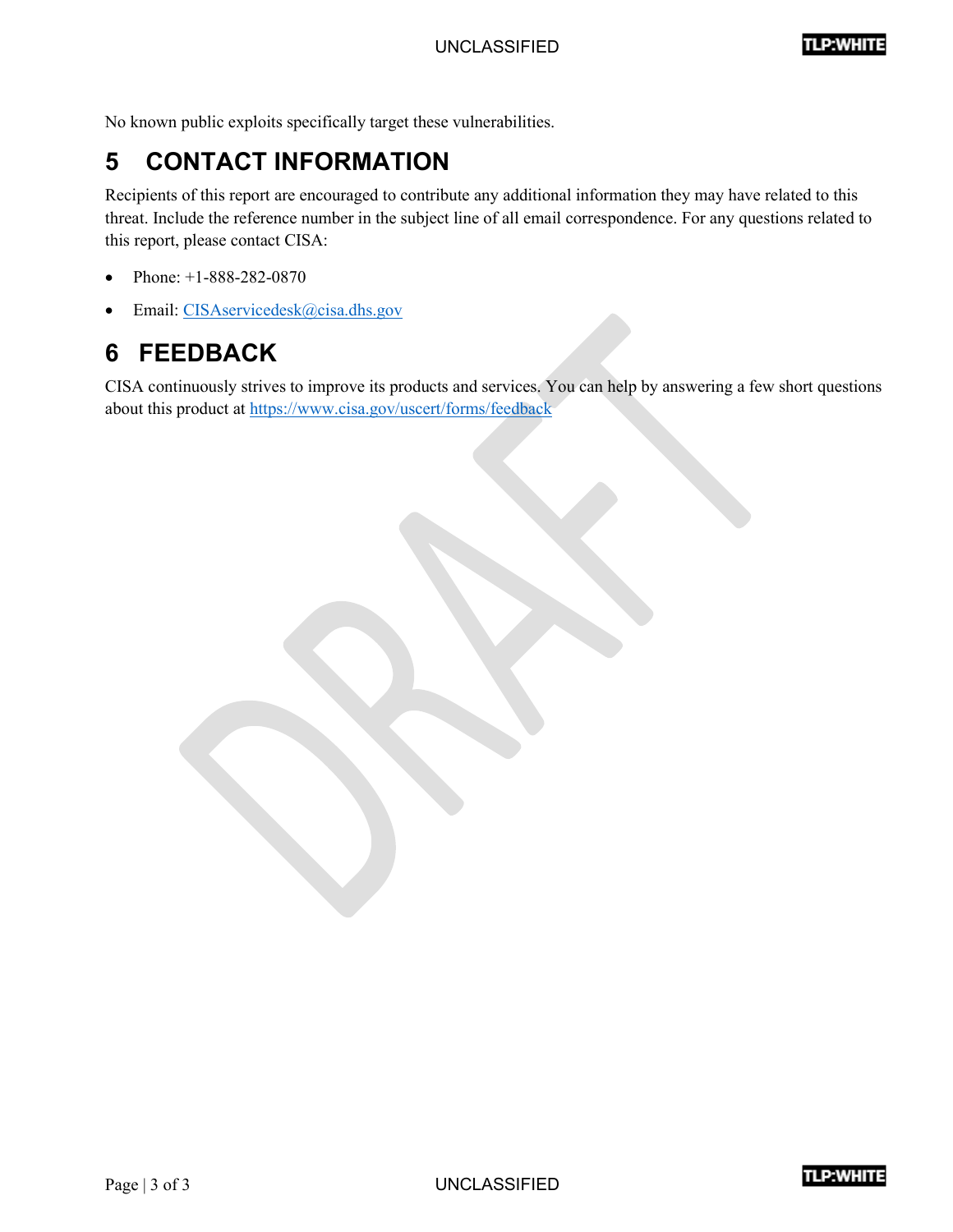No known public exploits specifically target these vulnerabilities.

# 5 CONTACT INFORMATION

Recipients of this report are encouraged to contribute any additional information they may have related to this threat. Include the reference number in the subject line of all email correspondence. For any questions related to this report, please contact CISA:

- Phone: +1-888-282-0870
- Email: CISAservicedesk@cisa.dhs.gov

# 6 FEEDBACK

CISA continuously strives to improve its products and services. You can help by answering a few short questions about this product at https://www.cisa.gov/uscert/forms/feedback